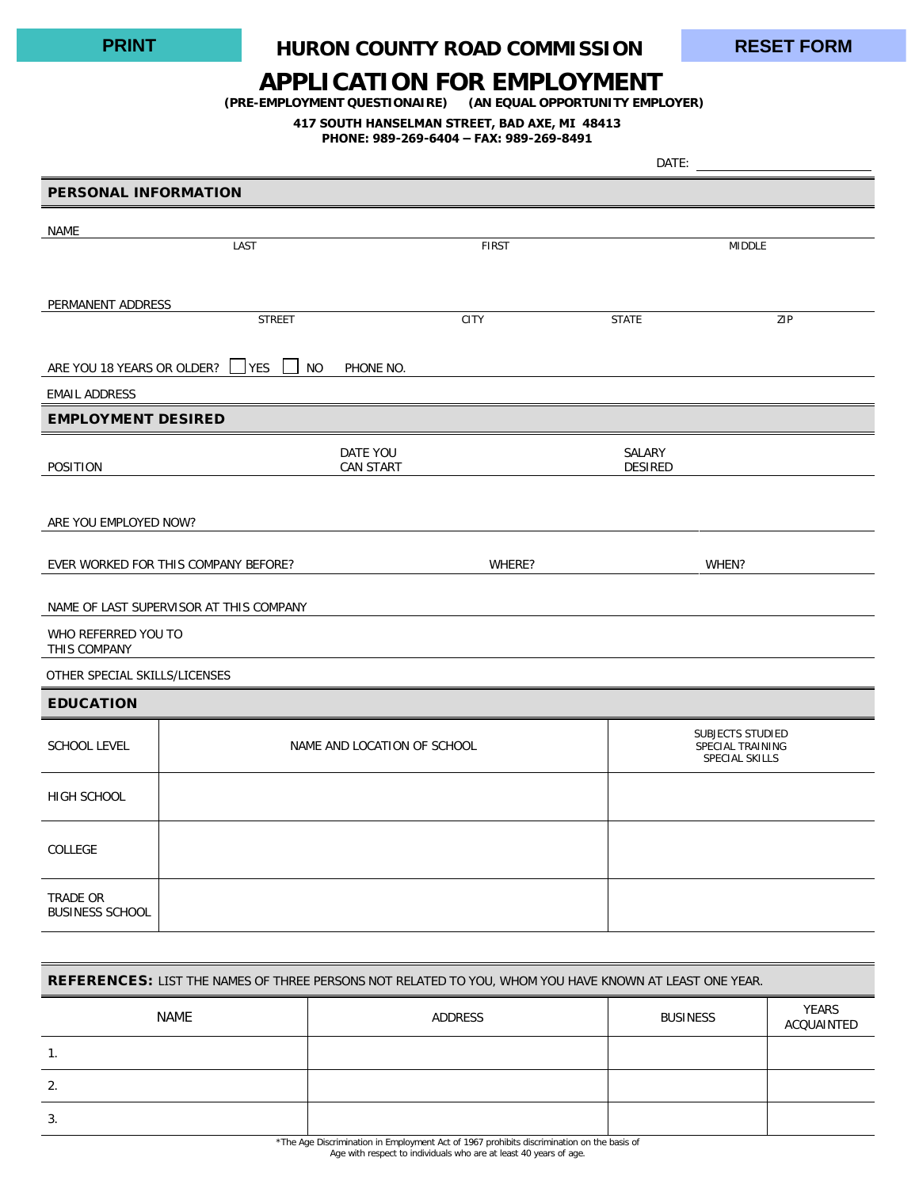PRINT

# HURON COUNTY ROAD COMMISSION

RESET FORM

# APPLICATION FOR EMPLOYMENT

**(PRE-EMPLOYMENT QUESTIONAIRE) (AN EQUAL OPPORTUNITY EMPLOYER)**

**417 SOUTH HANSELMAN STREET, BAD AXE, MI 48413**
**PHONE: 989-269-6404 – FAX: 989-269-8491**

DATE: ____________________

## PERSONAL INFORMATION

NAME ____________________
LAST FIRST MIDDLE

PERMANENT ADDRESS ____________________
STREET CITY STATE ZIP

ARE YOU 18 YEARS OR OLDER? ☐ YES ☐ NO PHONE NO. ____________________

EMAIL ADDRESS ____________________

## EMPLOYMENT DESIRED

POSITION ____________ DATE YOU CAN START ____________ SALARY DESIRED ____________

ARE YOU EMPLOYED NOW? ____________________

EVER WORKED FOR THIS COMPANY BEFORE? ____________ WHERE? ____________ WHEN? ____________

NAME OF LAST SUPERVISOR AT THIS COMPANY ____________________

WHO REFERRED YOU TO THIS COMPANY ____________________

OTHER SPECIAL SKILLS/LICENSES ____________________

## EDUCATION

| SCHOOL LEVEL | NAME AND LOCATION OF SCHOOL | SUBJECTS STUDIED SPECIAL TRAINING SPECIAL SKILLS |
|---|---|---|
| HIGH SCHOOL | | |
| COLLEGE | | |
| TRADE OR BUSINESS SCHOOL | | |

## REFERENCES: LIST THE NAMES OF THREE PERSONS NOT RELATED TO YOU, WHOM YOU HAVE KNOWN AT LEAST ONE YEAR.

| NAME | ADDRESS | BUSINESS | YEARS ACQUAINTED |
|---|---|---|---|
| 1. | | | |
| 2. | | | |
| 3. | | | |

*The Age Discrimination in Employment Act of 1967 prohibits discrimination on the basis of Age with respect to individuals who are at least 40 years of age.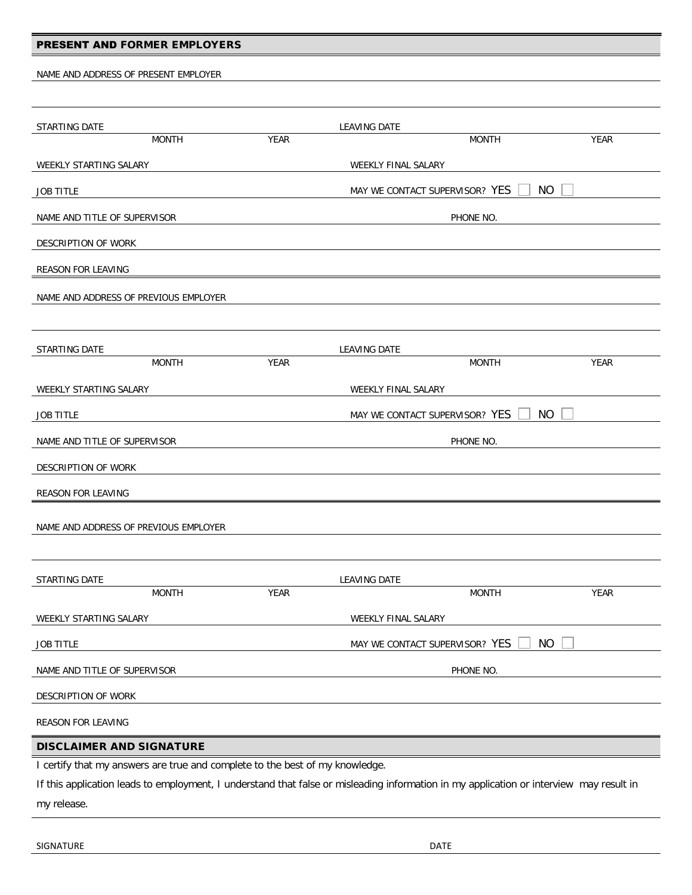## PRESENT AND FORMER EMPLOYERS

NAME AND ADDRESS OF PRESENT EMPLOYER

STARTING DATE MONTH YEAR LEAVING DATE MONTH YEAR

WEEKLY STARTING SALARY WEEKLY FINAL SALARY

JOB TITLE MAY WE CONTACT SUPERVISOR? YES ☐ NO ☐

NAME AND TITLE OF SUPERVISOR PHONE NO.

DESCRIPTION OF WORK

REASON FOR LEAVING

NAME AND ADDRESS OF PREVIOUS EMPLOYER

STARTING DATE MONTH YEAR LEAVING DATE MONTH YEAR

WEEKLY STARTING SALARY WEEKLY FINAL SALARY

JOB TITLE MAY WE CONTACT SUPERVISOR? YES ☐ NO ☐

NAME AND TITLE OF SUPERVISOR PHONE NO.

DESCRIPTION OF WORK

REASON FOR LEAVING

NAME AND ADDRESS OF PREVIOUS EMPLOYER

STARTING DATE MONTH YEAR LEAVING DATE MONTH YEAR

WEEKLY STARTING SALARY WEEKLY FINAL SALARY

JOB TITLE MAY WE CONTACT SUPERVISOR? YES ☐ NO ☐

NAME AND TITLE OF SUPERVISOR PHONE NO.

DESCRIPTION OF WORK

REASON FOR LEAVING

## DISCLAIMER AND SIGNATURE

I certify that my answers are true and complete to the best of my knowledge.

If this application leads to employment, I understand that false or misleading information in my application or interview may result in my release.

SIGNATURE DATE